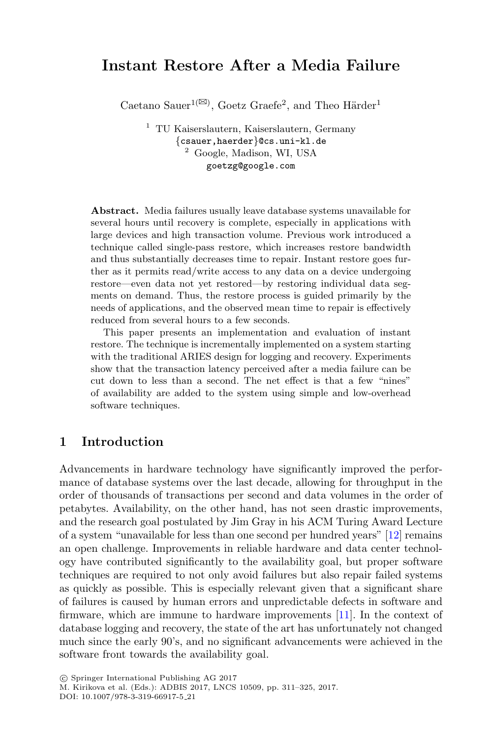# Instant Restore After a Media Failure

Caetano Sauer[1](✉), Goetz Graefe[2], and Theo Härder[1]

[1] TU Kaiserslautern, Kaiserslautern, Germany
{csauer,haerder}@cs.uni-kl.de

[2] Google, Madison, WI, USA
goetzg@google.com

**Abstract.** Media failures usually leave database systems unavailable for several hours until recovery is complete, especially in applications with large devices and high transaction volume. Previous work introduced a technique called single-pass restore, which increases restore bandwidth and thus substantially decreases time to repair. Instant restore goes further as it permits read/write access to any data on a device undergoing restore—even data not yet restored—by restoring individual data segments on demand. Thus, the restore process is guided primarily by the needs of applications, and the observed mean time to repair is effectively reduced from several hours to a few seconds.

This paper presents an implementation and evaluation of instant restore. The technique is incrementally implemented on a system starting with the traditional ARIES design for logging and recovery. Experiments show that the transaction latency perceived after a media failure can be cut down to less than a second. The net effect is that a few "nines" of availability are added to the system using simple and low-overhead software techniques.

## 1 Introduction

Advancements in hardware technology have significantly improved the performance of database systems over the last decade, allowing for throughput in the order of thousands of transactions per second and data volumes in the order of petabytes. Availability, on the other hand, has not seen drastic improvements, and the research goal postulated by Jim Gray in his ACM Turing Award Lecture of a system "unavailable for less than one second per hundred years" [12] remains an open challenge. Improvements in reliable hardware and data center technology have contributed significantly to the availability goal, but proper software techniques are required to not only avoid failures but also repair failed systems as quickly as possible. This is especially relevant given that a significant share of failures is caused by human errors and unpredictable defects in software and firmware, which are immune to hardware improvements [11]. In the context of database logging and recovery, the state of the art has unfortunately not changed much since the early 90's, and no significant advancements were achieved in the software front towards the availability goal.

© Springer International Publishing AG 2017
M. Kirikova et al. (Eds.): ADBIS 2017, LNCS 10509, pp. 311–325, 2017.
DOI: 10.1007/978-3-319-66917-5_21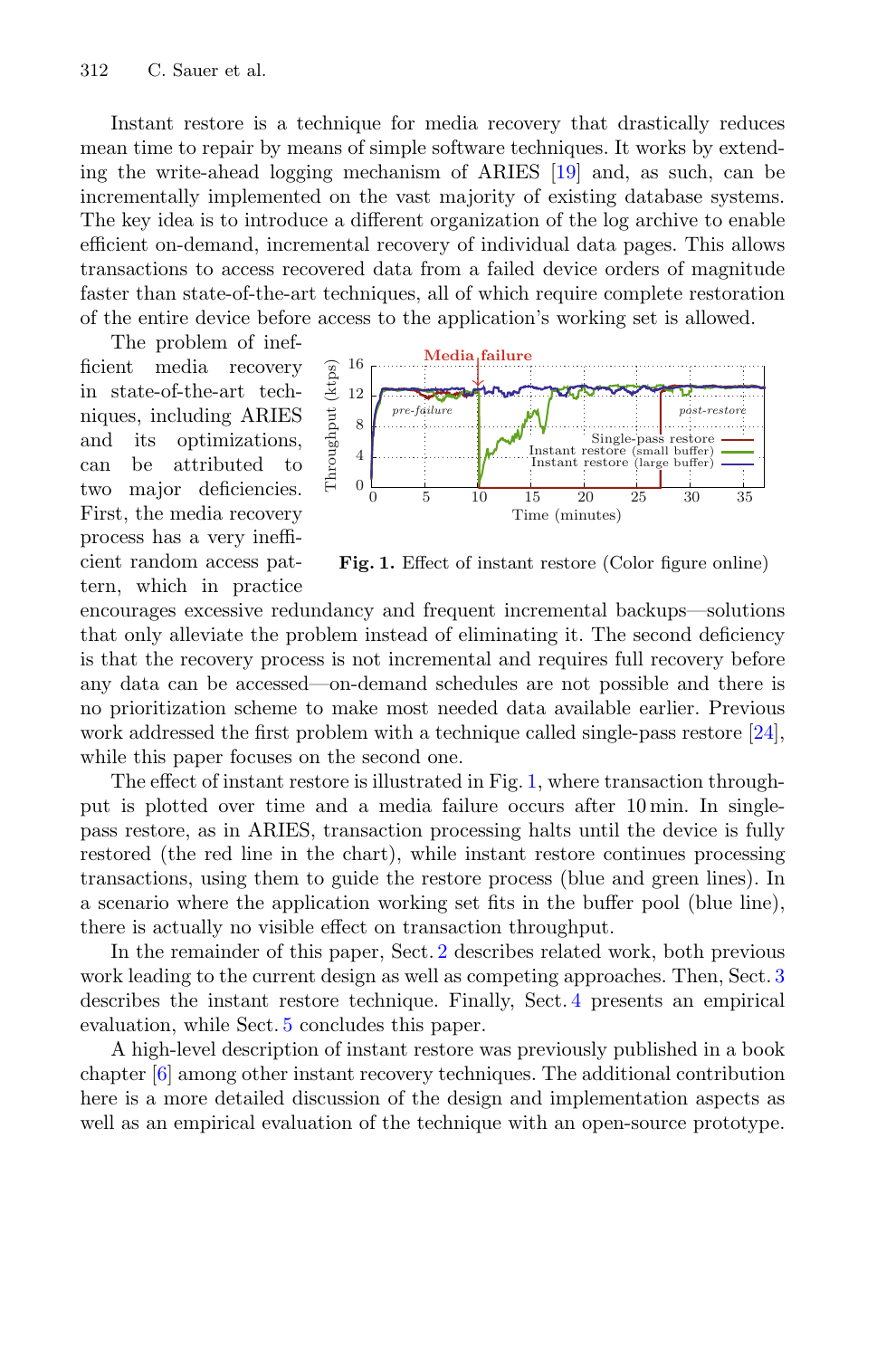Instant restore is a technique for media recovery that drastically reduces mean time to repair by means of simple software techniques. It works by extending the write-ahead logging mechanism of ARIES [19] and, as such, can be incrementally implemented on the vast majority of existing database systems. The key idea is to introduce a different organization of the log archive to enable efficient on-demand, incremental recovery of individual data pages. This allows transactions to access recovered data from a failed device orders of magnitude faster than state-of-the-art techniques, all of which require complete restoration of the entire device before access to the application's working set is allowed.

The problem of inefficient media recovery in state-of-the-art techniques, including ARIES and its optimizations, can be attributed to two major deficiencies. First, the media recovery process has a very inefficient random access pattern, which in practice encourages excessive redundancy and frequent incremental backups—solutions that only alleviate the problem instead of eliminating it. The second deficiency is that the recovery process is not incremental and requires full recovery before any data can be accessed—on-demand schedules are not possible and there is no prioritization scheme to make most needed data available earlier. Previous work addressed the first problem with a technique called single-pass restore [24], while this paper focuses on the second one.

Media failure

16
12
8
4
0

Throughput (ktps)

pre-failure

post-restore

Single-pass restore
Instant restore (small buffer)
Instant restore (large buffer)

0 5 10 15 20 25 30 35

Time (minutes)

**Fig. 1.** Effect of instant restore (Color figure online)

The effect of instant restore is illustrated in Fig. 1, where transaction throughput is plotted over time and a media failure occurs after 10 min. In single-pass restore, as in ARIES, transaction processing halts until the device is fully restored (the red line in the chart), while instant restore continues processing transactions, using them to guide the restore process (blue and green lines). In a scenario where the application working set fits in the buffer pool (blue line), there is actually no visible effect on transaction throughput.

In the remainder of this paper, Sect. 2 describes related work, both previous work leading to the current design as well as competing approaches. Then, Sect. 3 describes the instant restore technique. Finally, Sect. 4 presents an empirical evaluation, while Sect. 5 concludes this paper.

A high-level description of instant restore was previously published in a book chapter [6] among other instant recovery techniques. The additional contribution here is a more detailed discussion of the design and implementation aspects as well as an empirical evaluation of the technique with an open-source prototype.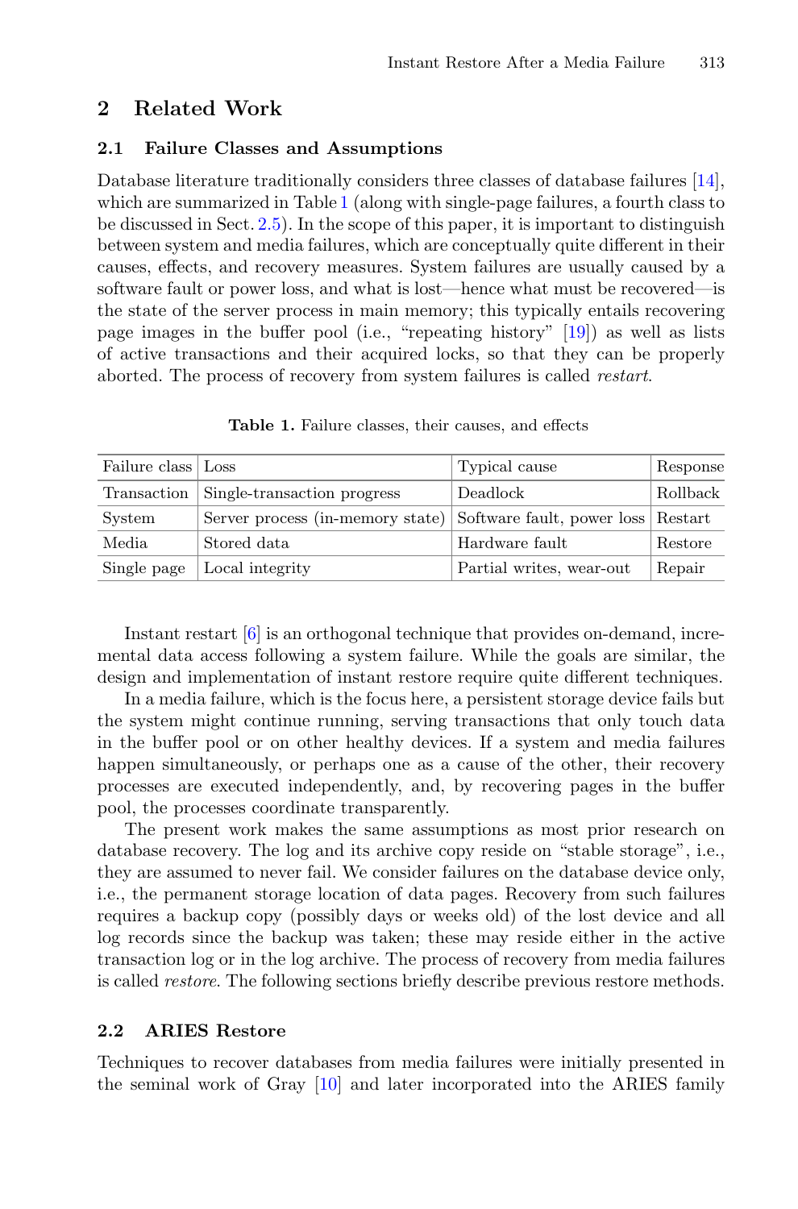## 2 Related Work

### 2.1 Failure Classes and Assumptions

Database literature traditionally considers three classes of database failures [14], which are summarized in Table 1 (along with single-page failures, a fourth class to be discussed in Sect. 2.5). In the scope of this paper, it is important to distinguish between system and media failures, which are conceptually quite different in their causes, effects, and recovery measures. System failures are usually caused by a software fault or power loss, and what is lost—hence what must be recovered—is the state of the server process in main memory; this typically entails recovering page images in the buffer pool (i.e., "repeating history" [19]) as well as lists of active transactions and their acquired locks, so that they can be properly aborted. The process of recovery from system failures is called *restart*.

**Table 1.** Failure classes, their causes, and effects

| Failure class | Loss | Typical cause | Response |
|---|---|---|---|
| Transaction | Single-transaction progress | Deadlock | Rollback |
| System | Server process (in-memory state) | Software fault, power loss | Restart |
| Media | Stored data | Hardware fault | Restore |
| Single page | Local integrity | Partial writes, wear-out | Repair |

Instant restart [6] is an orthogonal technique that provides on-demand, incremental data access following a system failure. While the goals are similar, the design and implementation of instant restore require quite different techniques.

In a media failure, which is the focus here, a persistent storage device fails but the system might continue running, serving transactions that only touch data in the buffer pool or on other healthy devices. If a system and media failures happen simultaneously, or perhaps one as a cause of the other, their recovery processes are executed independently, and, by recovering pages in the buffer pool, the processes coordinate transparently.

The present work makes the same assumptions as most prior research on database recovery. The log and its archive copy reside on "stable storage", i.e., they are assumed to never fail. We consider failures on the database device only, i.e., the permanent storage location of data pages. Recovery from such failures requires a backup copy (possibly days or weeks old) of the lost device and all log records since the backup was taken; these may reside either in the active transaction log or in the log archive. The process of recovery from media failures is called *restore*. The following sections briefly describe previous restore methods.

### 2.2 ARIES Restore

Techniques to recover databases from media failures were initially presented in the seminal work of Gray [10] and later incorporated into the ARIES family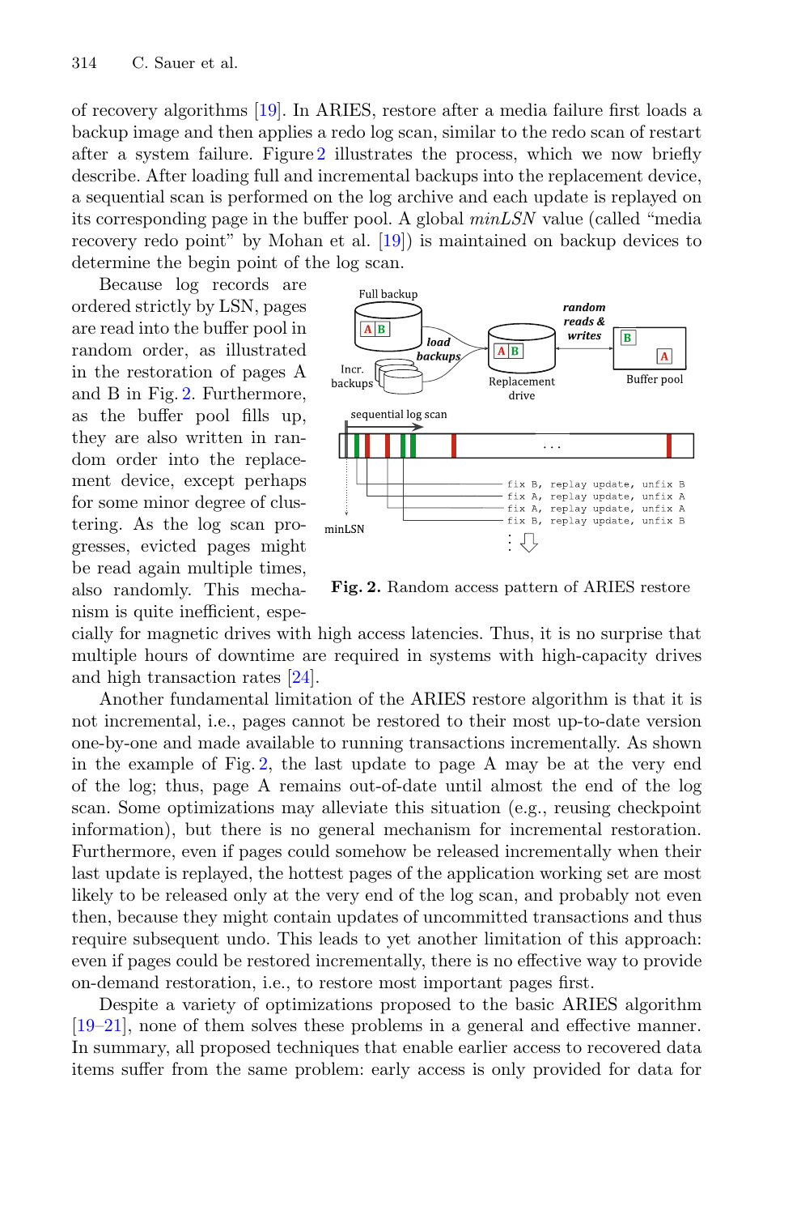of recovery algorithms [19]. In ARIES, restore after a media failure first loads a backup image and then applies a redo log scan, similar to the redo scan of restart after a system failure. Figure 2 illustrates the process, which we now briefly describe. After loading full and incremental backups into the replacement device, a sequential scan is performed on the log archive and each update is replayed on its corresponding page in the buffer pool. A global *minLSN* value (called "media recovery redo point" by Mohan et al. [19]) is maintained on backup devices to determine the begin point of the log scan.

Because log records are ordered strictly by LSN, pages are read into the buffer pool in random order, as illustrated in the restoration of pages A and B in Fig. 2. Furthermore, as the buffer pool fills up, they are also written in random order into the replacement device, except perhaps for some minor degree of clustering. As the log scan progresses, evicted pages might be read again multiple times, also randomly. This mechanism is quite inefficient, especially for magnetic drives with high access latencies. Thus, it is no surprise that multiple hours of downtime are required in systems with high-capacity drives and high transaction rates [24].

Full backup

load backups

Incr. backups

Replacement drive

random reads & writes

Buffer pool

sequential log scan

minLSN

fix B, replay update, unfix B
fix A, replay update, unfix A
fix A, replay update, unfix A
fix B, replay update, unfix B

**Fig. 2.** Random access pattern of ARIES restore

Another fundamental limitation of the ARIES restore algorithm is that it is not incremental, i.e., pages cannot be restored to their most up-to-date version one-by-one and made available to running transactions incrementally. As shown in the example of Fig. 2, the last update to page A may be at the very end of the log; thus, page A remains out-of-date until almost the end of the log scan. Some optimizations may alleviate this situation (e.g., reusing checkpoint information), but there is no general mechanism for incremental restoration. Furthermore, even if pages could somehow be released incrementally when their last update is replayed, the hottest pages of the application working set are most likely to be released only at the very end of the log scan, and probably not even then, because they might contain updates of uncommitted transactions and thus require subsequent undo. This leads to yet another limitation of this approach: even if pages could be restored incrementally, there is no effective way to provide on-demand restoration, i.e., to restore most important pages first.

Despite a variety of optimizations proposed to the basic ARIES algorithm [19–21], none of them solves these problems in a general and effective manner. In summary, all proposed techniques that enable earlier access to recovered data items suffer from the same problem: early access is only provided for data for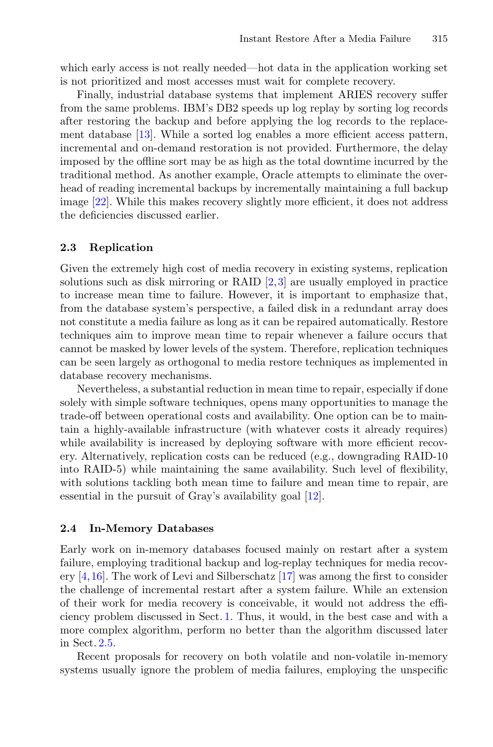which early access is not really needed—hot data in the application working set is not prioritized and most accesses must wait for complete recovery.

Finally, industrial database systems that implement ARIES recovery suffer from the same problems. IBM's DB2 speeds up log replay by sorting log records after restoring the backup and before applying the log records to the replacement database [13]. While a sorted log enables a more efficient access pattern, incremental and on-demand restoration is not provided. Furthermore, the delay imposed by the offline sort may be as high as the total downtime incurred by the traditional method. As another example, Oracle attempts to eliminate the overhead of reading incremental backups by incrementally maintaining a full backup image [22]. While this makes recovery slightly more efficient, it does not address the deficiencies discussed earlier.

### 2.3 Replication

Given the extremely high cost of media recovery in existing systems, replication solutions such as disk mirroring or RAID [2,3] are usually employed in practice to increase mean time to failure. However, it is important to emphasize that, from the database system's perspective, a failed disk in a redundant array does not constitute a media failure as long as it can be repaired automatically. Restore techniques aim to improve mean time to repair whenever a failure occurs that cannot be masked by lower levels of the system. Therefore, replication techniques can be seen largely as orthogonal to media restore techniques as implemented in database recovery mechanisms.

Nevertheless, a substantial reduction in mean time to repair, especially if done solely with simple software techniques, opens many opportunities to manage the trade-off between operational costs and availability. One option can be to maintain a highly-available infrastructure (with whatever costs it already requires) while availability is increased by deploying software with more efficient recovery. Alternatively, replication costs can be reduced (e.g., downgrading RAID-10 into RAID-5) while maintaining the same availability. Such level of flexibility, with solutions tackling both mean time to failure and mean time to repair, are essential in the pursuit of Gray's availability goal [12].

### 2.4 In-Memory Databases

Early work on in-memory databases focused mainly on restart after a system failure, employing traditional backup and log-replay techniques for media recovery [4,16]. The work of Levi and Silberschatz [17] was among the first to consider the challenge of incremental restart after a system failure. While an extension of their work for media recovery is conceivable, it would not address the efficiency problem discussed in Sect. 1. Thus, it would, in the best case and with a more complex algorithm, perform no better than the algorithm discussed later in Sect. 2.5.

Recent proposals for recovery on both volatile and non-volatile in-memory systems usually ignore the problem of media failures, employing the unspecific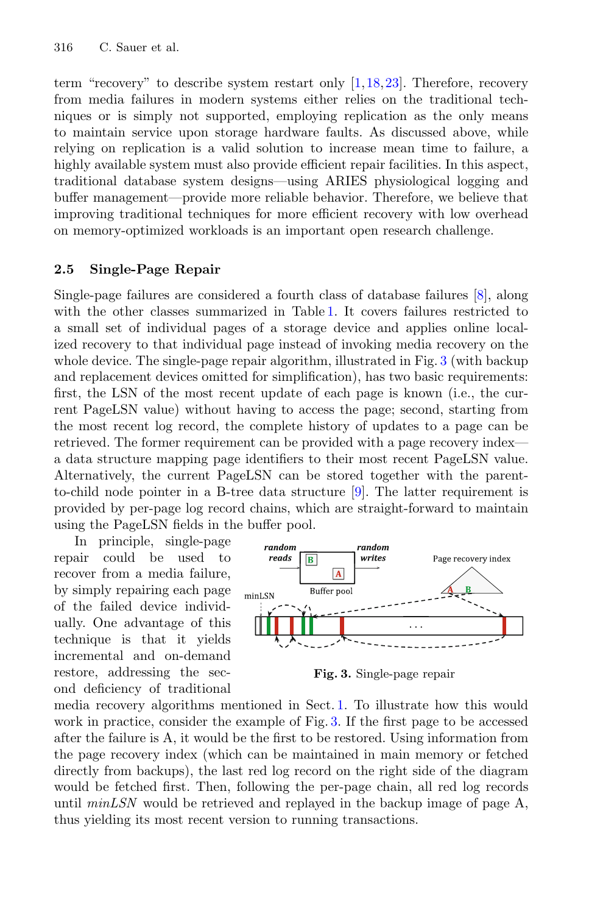term “recovery” to describe system restart only [1,18,23]. Therefore, recovery from media failures in modern systems either relies on the traditional techniques or is simply not supported, employing replication as the only means to maintain service upon storage hardware faults. As discussed above, while relying on replication is a valid solution to increase mean time to failure, a highly available system must also provide efficient repair facilities. In this aspect, traditional database system designs—using ARIES physiological logging and buffer management—provide more reliable behavior. Therefore, we believe that improving traditional techniques for more efficient recovery with low overhead on memory-optimized workloads is an important open research challenge.

### 2.5 Single-Page Repair

Single-page failures are considered a fourth class of database failures [8], along with the other classes summarized in Table 1. It covers failures restricted to a small set of individual pages of a storage device and applies online localized recovery to that individual page instead of invoking media recovery on the whole device. The single-page repair algorithm, illustrated in Fig. 3 (with backup and replacement devices omitted for simplification), has two basic requirements: first, the LSN of the most recent update of each page is known (i.e., the current PageLSN value) without having to access the page; second, starting from the most recent log record, the complete history of updates to a page can be retrieved. The former requirement can be provided with a page recovery index—a data structure mapping page identifiers to their most recent PageLSN value. Alternatively, the current PageLSN can be stored together with the parent-to-child node pointer in a B-tree data structure [9]. The latter requirement is provided by per-page log record chains, which are straight-forward to maintain using the PageLSN fields in the buffer pool.

In principle, single-page repair could be used to recover from a media failure, by simply repairing each page of the failed device individually. One advantage of this technique is that it yields incremental and on-demand restore, addressing the second deficiency of traditional media recovery algorithms mentioned in Sect. 1. To illustrate how this would work in practice, consider the example of Fig. 3. If the first page to be accessed after the failure is A, it would be the first to be restored. Using information from the page recovery index (which can be maintained in main memory or fetched directly from backups), the last red log record on the right side of the diagram would be fetched first. Then, following the per-page chain, all red log records until *minLSN* would be retrieved and replayed in the backup image of page A, thus yielding its most recent version to running transactions.

random reads
random writes
B
A
Buffer pool
Page recovery index
A B
minLSN
...

**Fig. 3.** Single-page repair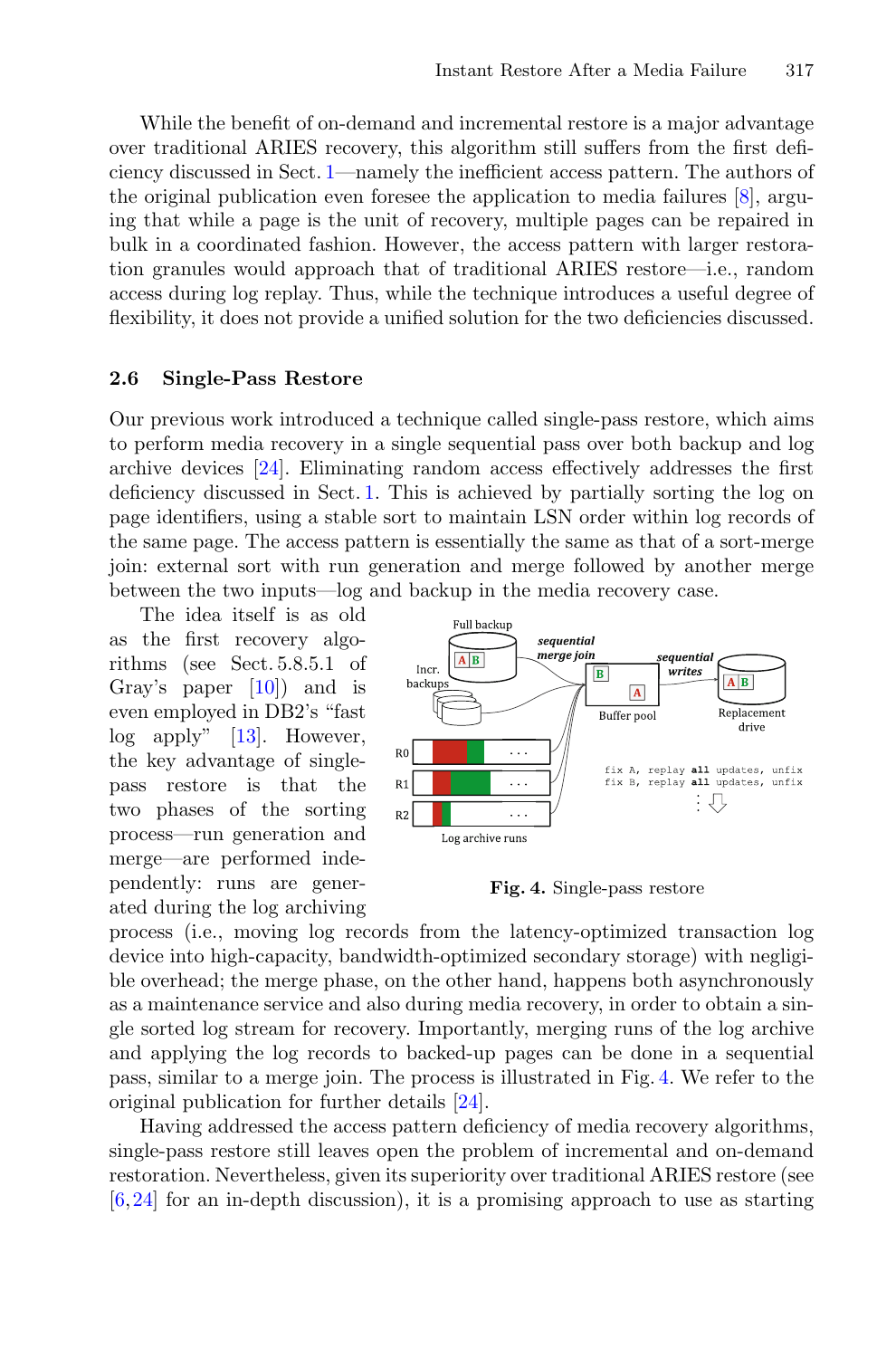While the benefit of on-demand and incremental restore is a major advantage over traditional ARIES recovery, this algorithm still suffers from the first deficiency discussed in Sect. 1—namely the inefficient access pattern. The authors of the original publication even foresee the application to media failures [8], arguing that while a page is the unit of recovery, multiple pages can be repaired in bulk in a coordinated fashion. However, the access pattern with larger restoration granules would approach that of traditional ARIES restore—i.e., random access during log replay. Thus, while the technique introduces a useful degree of flexibility, it does not provide a unified solution for the two deficiencies discussed.

### 2.6 Single-Pass Restore

Our previous work introduced a technique called single-pass restore, which aims to perform media recovery in a single sequential pass over both backup and log archive devices [24]. Eliminating random access effectively addresses the first deficiency discussed in Sect. 1. This is achieved by partially sorting the log on page identifiers, using a stable sort to maintain LSN order within log records of the same page. The access pattern is essentially the same as that of a sort-merge join: external sort with run generation and merge followed by another merge between the two inputs—log and backup in the media recovery case.

The idea itself is as old as the first recovery algorithms (see Sect. 5.8.5.1 of Gray's paper [10]) and is even employed in DB2's "fast log apply" [13]. However, the key advantage of single-pass restore is that the two phases of the sorting process—run generation and merge—are performed independently: runs are generated during the log archiving process (i.e., moving log records from the latency-optimized transaction log device into high-capacity, bandwidth-optimized secondary storage) with negligible overhead; the merge phase, on the other hand, happens both asynchronously as a maintenance service and also during media recovery, in order to obtain a single sorted log stream for recovery. Importantly, merging runs of the log archive and applying the log records to backed-up pages can be done in a sequential pass, similar to a merge join. The process is illustrated in Fig. 4. We refer to the original publication for further details [24].

Full backup
Incr. backups
sequential merge join
sequential writes
Buffer pool
Replacement drive
R0
R1
R2
Log archive runs
fix A, replay **all** updates, unfix
fix B, replay **all** updates, unfix

**Fig. 4.** Single-pass restore

Having addressed the access pattern deficiency of media recovery algorithms, single-pass restore still leaves open the problem of incremental and on-demand restoration. Nevertheless, given its superiority over traditional ARIES restore (see [6,24] for an in-depth discussion), it is a promising approach to use as starting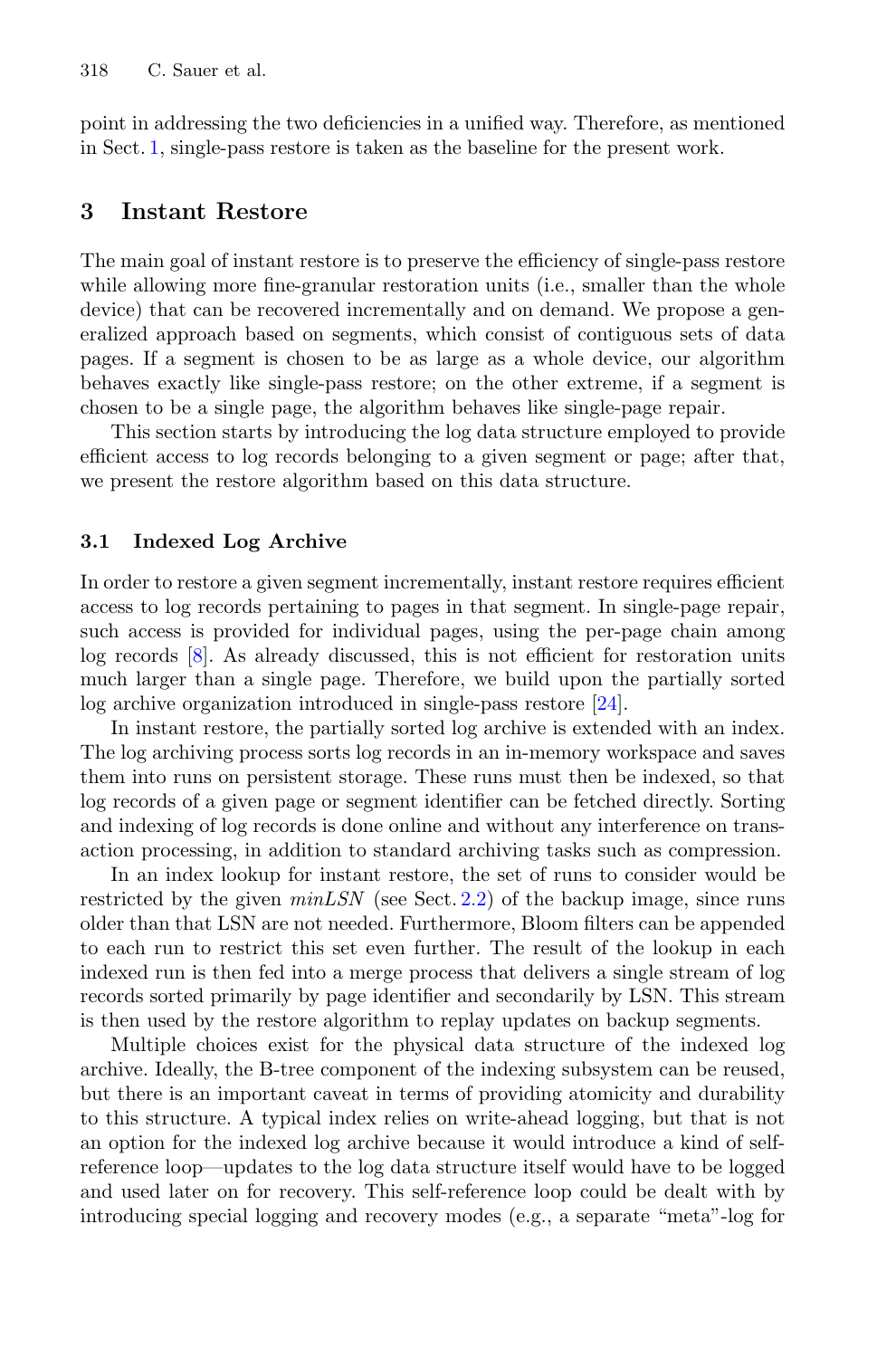point in addressing the two deficiencies in a unified way. Therefore, as mentioned in Sect. 1, single-pass restore is taken as the baseline for the present work.

## 3 Instant Restore

The main goal of instant restore is to preserve the efficiency of single-pass restore while allowing more fine-granular restoration units (i.e., smaller than the whole device) that can be recovered incrementally and on demand. We propose a generalized approach based on segments, which consist of contiguous sets of data pages. If a segment is chosen to be as large as a whole device, our algorithm behaves exactly like single-pass restore; on the other extreme, if a segment is chosen to be a single page, the algorithm behaves like single-page repair.

This section starts by introducing the log data structure employed to provide efficient access to log records belonging to a given segment or page; after that, we present the restore algorithm based on this data structure.

### 3.1 Indexed Log Archive

In order to restore a given segment incrementally, instant restore requires efficient access to log records pertaining to pages in that segment. In single-page repair, such access is provided for individual pages, using the per-page chain among log records [8]. As already discussed, this is not efficient for restoration units much larger than a single page. Therefore, we build upon the partially sorted log archive organization introduced in single-pass restore [24].

In instant restore, the partially sorted log archive is extended with an index. The log archiving process sorts log records in an in-memory workspace and saves them into runs on persistent storage. These runs must then be indexed, so that log records of a given page or segment identifier can be fetched directly. Sorting and indexing of log records is done online and without any interference on transaction processing, in addition to standard archiving tasks such as compression.

In an index lookup for instant restore, the set of runs to consider would be restricted by the given *minLSN* (see Sect. 2.2) of the backup image, since runs older than that LSN are not needed. Furthermore, Bloom filters can be appended to each run to restrict this set even further. The result of the lookup in each indexed run is then fed into a merge process that delivers a single stream of log records sorted primarily by page identifier and secondarily by LSN. This stream is then used by the restore algorithm to replay updates on backup segments.

Multiple choices exist for the physical data structure of the indexed log archive. Ideally, the B-tree component of the indexing subsystem can be reused, but there is an important caveat in terms of providing atomicity and durability to this structure. A typical index relies on write-ahead logging, but that is not an option for the indexed log archive because it would introduce a kind of self-reference loop—updates to the log data structure itself would have to be logged and used later on for recovery. This self-reference loop could be dealt with by introducing special logging and recovery modes (e.g., a separate "meta"-log for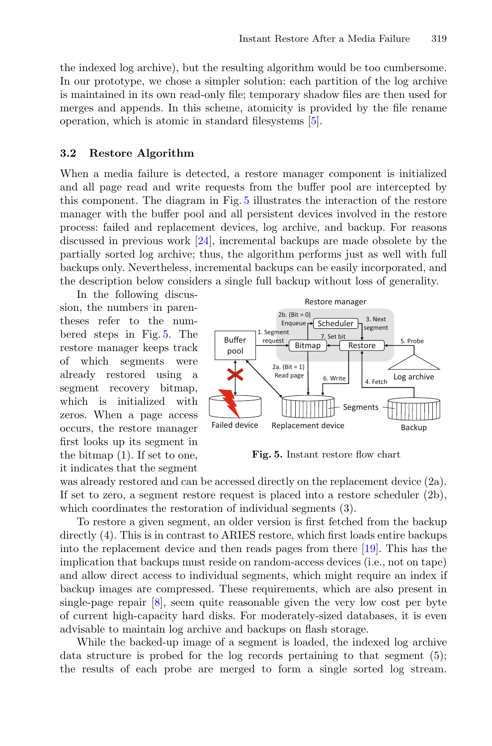the indexed log archive), but the resulting algorithm would be too cumbersome. In our prototype, we chose a simpler solution: each partition of the log archive is maintained in its own read-only file; temporary shadow files are then used for merges and appends. In this scheme, atomicity is provided by the file rename operation, which is atomic in standard filesystems [5].

### 3.2 Restore Algorithm

When a media failure is detected, a restore manager component is initialized and all page read and write requests from the buffer pool are intercepted by this component. The diagram in Fig. 5 illustrates the interaction of the restore manager with the buffer pool and all persistent devices involved in the restore process: failed and replacement devices, log archive, and backup. For reasons discussed in previous work [24], incremental backups are made obsolete by the partially sorted log archive; thus, the algorithm performs just as well with full backups only. Nevertheless, incremental backups can be easily incorporated, and the description below considers a single full backup without loss of generality.

In the following discussion, the numbers in parentheses refer to the numbered steps in Fig. 5. The restore manager keeps track of which segments were already restored using a segment recovery bitmap, which is initialized with zeros. When a page access occurs, the restore manager first looks up its segment in the bitmap (1). If set to one, it indicates that the segment was already restored and can be accessed directly on the replacement device (2a). If set to zero, a segment restore request is placed into a restore scheduler (2b), which coordinates the restoration of individual segments (3).

Restore manager
2b. (Bit = 0) Enqueue
Scheduler
3. Next segment
1. Segment request
Buffer pool
Bitmap
7. Set bit
Restore
5. Probe
2a. (Bit = 1) Read page
6. Write
4. Fetch
Log archive
Segments
Failed device
Replacement device
Backup

**Fig. 5.** Instant restore flow chart

To restore a given segment, an older version is first fetched from the backup directly (4). This is in contrast to ARIES restore, which first loads entire backups into the replacement device and then reads pages from there [19]. This has the implication that backups must reside on random-access devices (i.e., not on tape) and allow direct access to individual segments, which might require an index if backup images are compressed. These requirements, which are also present in single-page repair [8], seem quite reasonable given the very low cost per byte of current high-capacity hard disks. For moderately-sized databases, it is even advisable to maintain log archive and backups on flash storage.

While the backed-up image of a segment is loaded, the indexed log archive data structure is probed for the log records pertaining to that segment (5); the results of each probe are merged to form a single sorted log stream.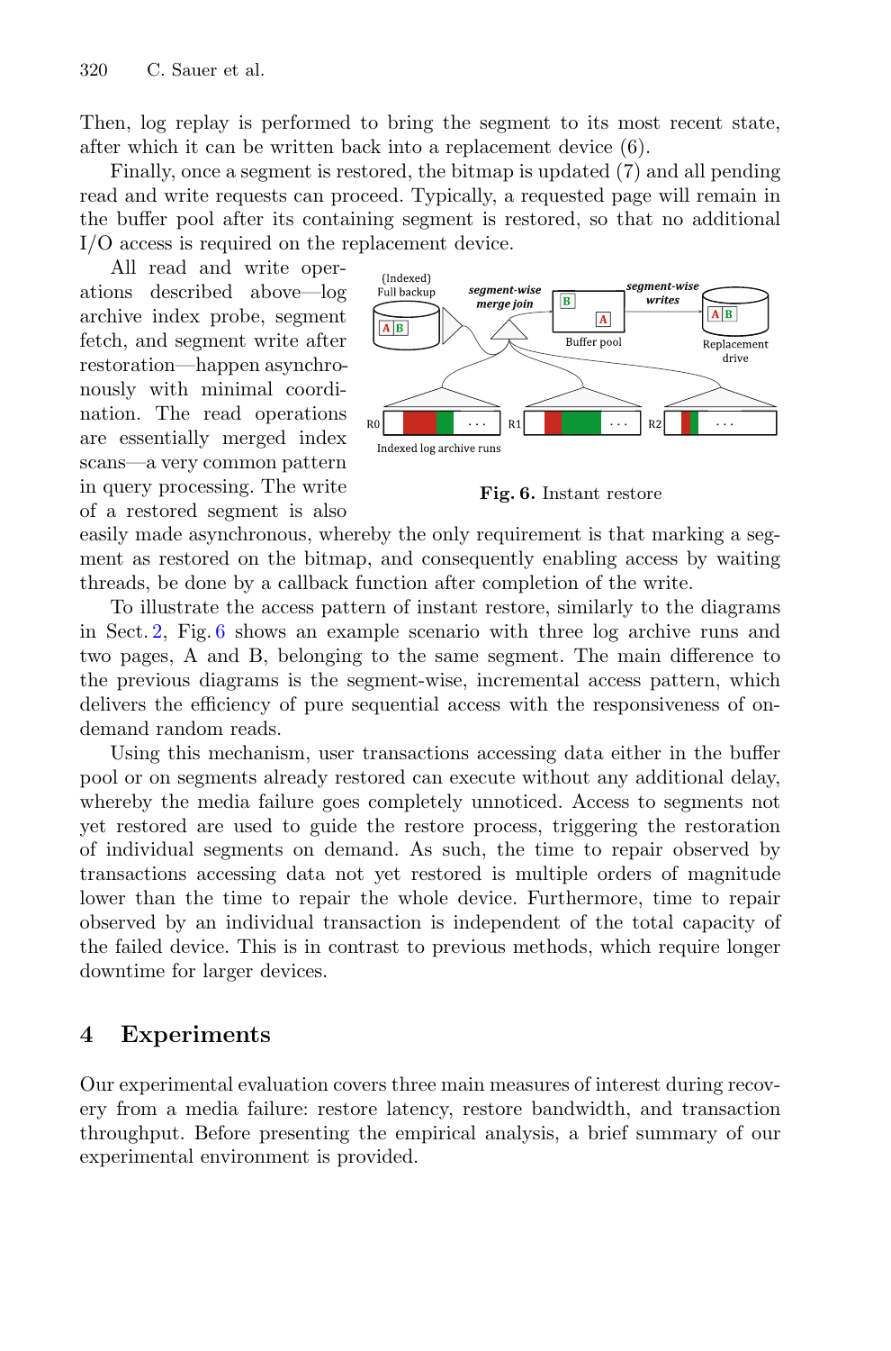Then, log replay is performed to bring the segment to its most recent state, after which it can be written back into a replacement device (6).

Finally, once a segment is restored, the bitmap is updated (7) and all pending read and write requests can proceed. Typically, a requested page will remain in the buffer pool after its containing segment is restored, so that no additional I/O access is required on the replacement device.

All read and write operations described above—log archive index probe, segment fetch, and segment write after restoration—happen asynchronously with minimal coordination. The read operations are essentially merged index scans—a very common pattern in query processing. The write of a restored segment is also easily made asynchronous, whereby the only requirement is that marking a segment as restored on the bitmap, and consequently enabling access by waiting threads, be done by a callback function after completion of the write.

(Indexed) Full backup

segment-wise merge join

Buffer pool

segment-wise writes

Replacement drive

R0

R1

R2

Indexed log archive runs

**Fig. 6.** Instant restore

To illustrate the access pattern of instant restore, similarly to the diagrams in Sect. 2, Fig. 6 shows an example scenario with three log archive runs and two pages, A and B, belonging to the same segment. The main difference to the previous diagrams is the segment-wise, incremental access pattern, which delivers the efficiency of pure sequential access with the responsiveness of on-demand random reads.

Using this mechanism, user transactions accessing data either in the buffer pool or on segments already restored can execute without any additional delay, whereby the media failure goes completely unnoticed. Access to segments not yet restored are used to guide the restore process, triggering the restoration of individual segments on demand. As such, the time to repair observed by transactions accessing data not yet restored is multiple orders of magnitude lower than the time to repair the whole device. Furthermore, time to repair observed by an individual transaction is independent of the total capacity of the failed device. This is in contrast to previous methods, which require longer downtime for larger devices.

## 4 Experiments

Our experimental evaluation covers three main measures of interest during recovery from a media failure: restore latency, restore bandwidth, and transaction throughput. Before presenting the empirical analysis, a brief summary of our experimental environment is provided.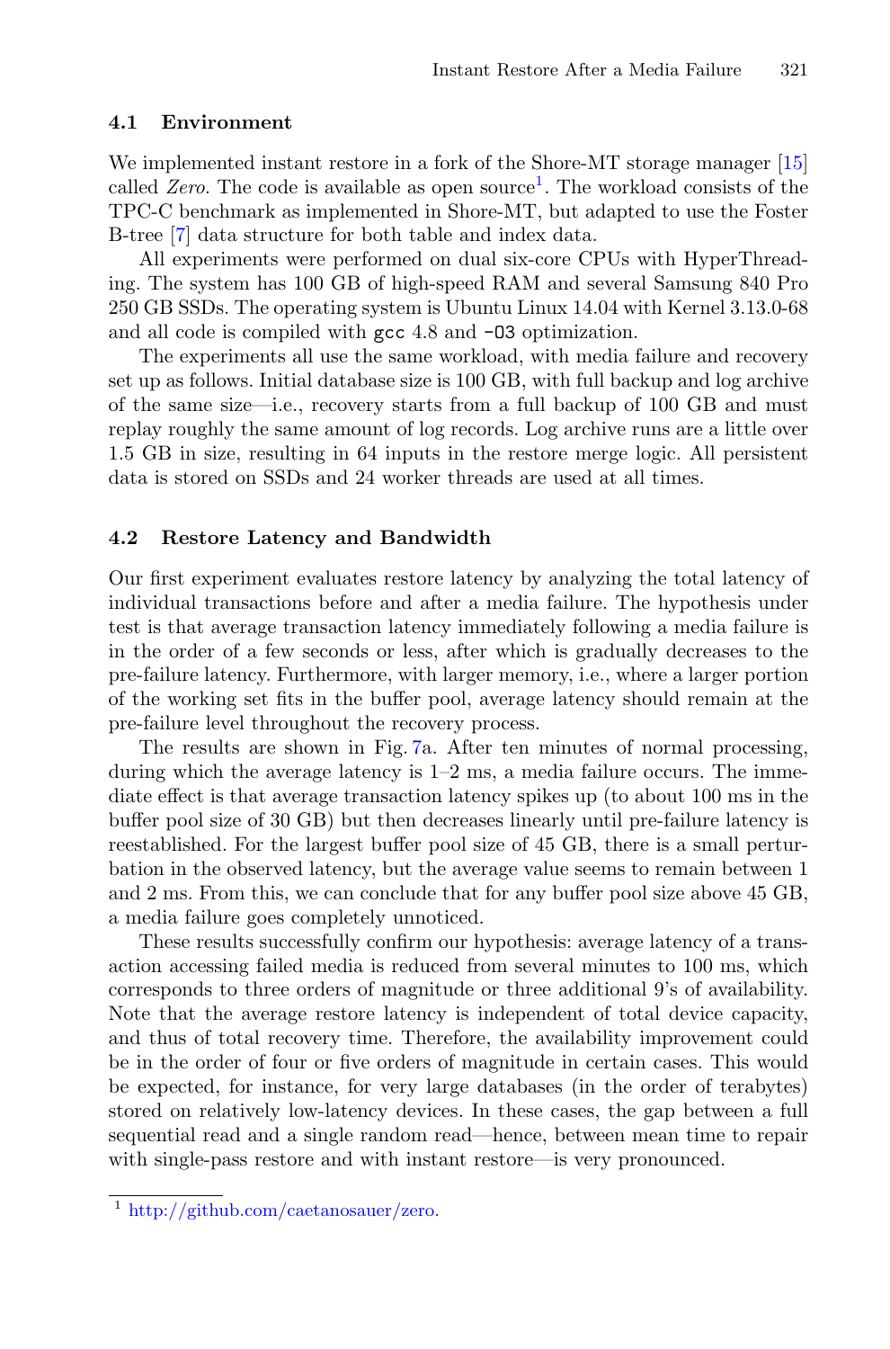### 4.1 Environment

We implemented instant restore in a fork of the Shore-MT storage manager [15] called *Zero*. The code is available as open source[1]. The workload consists of the TPC-C benchmark as implemented in Shore-MT, but adapted to use the Foster B-tree [7] data structure for both table and index data.

All experiments were performed on dual six-core CPUs with HyperThreading. The system has 100 GB of high-speed RAM and several Samsung 840 Pro 250 GB SSDs. The operating system is Ubuntu Linux 14.04 with Kernel 3.13.0-68 and all code is compiled with `gcc` 4.8 and `-O3` optimization.

The experiments all use the same workload, with media failure and recovery set up as follows. Initial database size is 100 GB, with full backup and log archive of the same size—i.e., recovery starts from a full backup of 100 GB and must replay roughly the same amount of log records. Log archive runs are a little over 1.5 GB in size, resulting in 64 inputs in the restore merge logic. All persistent data is stored on SSDs and 24 worker threads are used at all times.

### 4.2 Restore Latency and Bandwidth

Our first experiment evaluates restore latency by analyzing the total latency of individual transactions before and after a media failure. The hypothesis under test is that average transaction latency immediately following a media failure is in the order of a few seconds or less, after which is gradually decreases to the pre-failure latency. Furthermore, with larger memory, i.e., where a larger portion of the working set fits in the buffer pool, average latency should remain at the pre-failure level throughout the recovery process.

The results are shown in Fig. 7a. After ten minutes of normal processing, during which the average latency is 1–2 ms, a media failure occurs. The immediate effect is that average transaction latency spikes up (to about 100 ms in the buffer pool size of 30 GB) but then decreases linearly until pre-failure latency is reestablished. For the largest buffer pool size of 45 GB, there is a small perturbation in the observed latency, but the average value seems to remain between 1 and 2 ms. From this, we can conclude that for any buffer pool size above 45 GB, a media failure goes completely unnoticed.

These results successfully confirm our hypothesis: average latency of a transaction accessing failed media is reduced from several minutes to 100 ms, which corresponds to three orders of magnitude or three additional 9's of availability. Note that the average restore latency is independent of total device capacity, and thus of total recovery time. Therefore, the availability improvement could be in the order of four or five orders of magnitude in certain cases. This would be expected, for instance, for very large databases (in the order of terabytes) stored on relatively low-latency devices. In these cases, the gap between a full sequential read and a single random read—hence, between mean time to repair with single-pass restore and with instant restore—is very pronounced.

[1] http://github.com/caetanosauer/zero.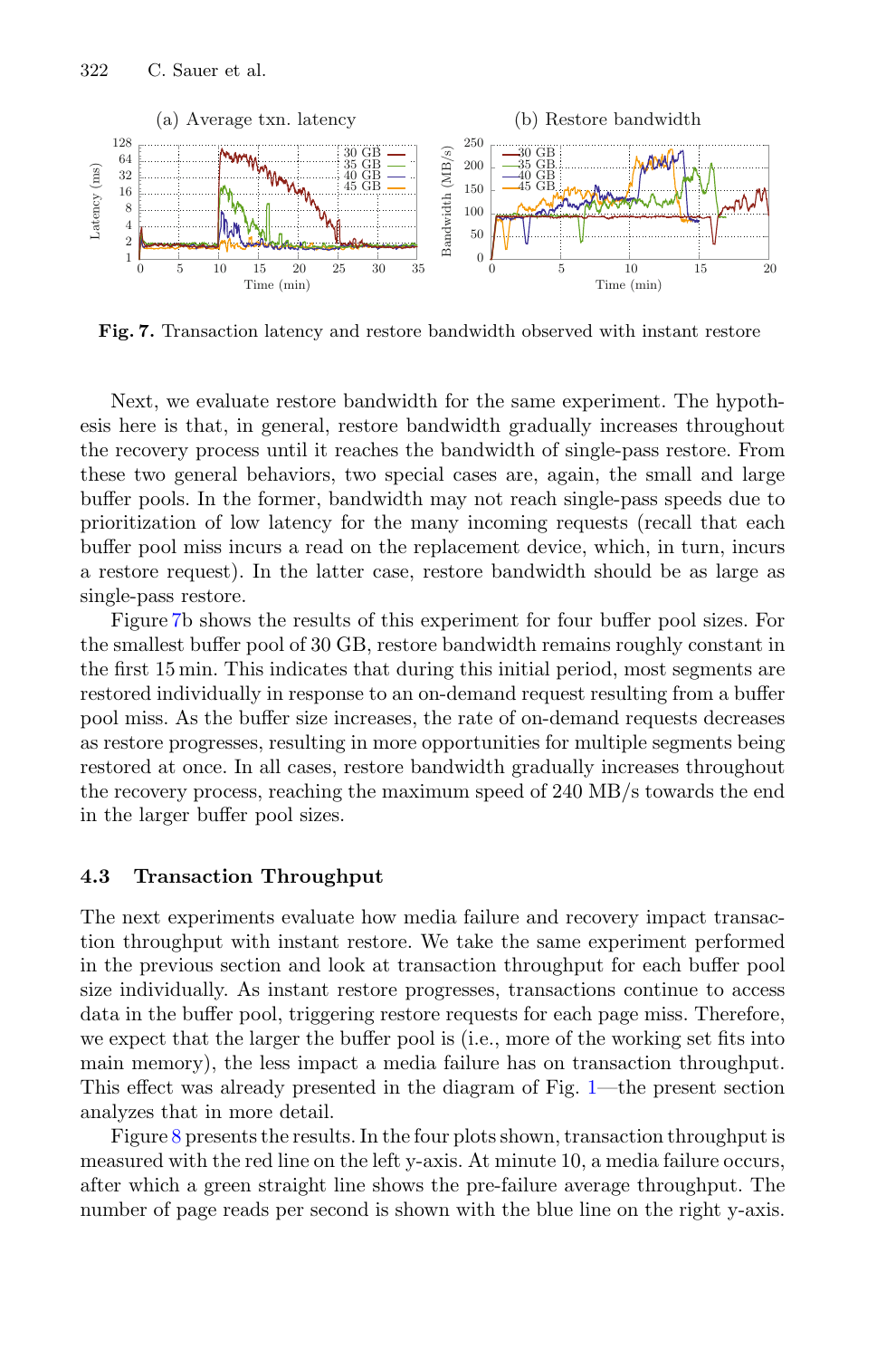(a) Average txn. latency

Latency (ms)

128
64
32
16
8
4
2
1

0 5 10 15 20 25 30 35

Time (min)

30 GB
35 GB
40 GB
45 GB

(b) Restore bandwidth

Bandwidth (MB/s)

250
200
150
100
50
0

0 5 10 15 20

Time (min)

30 GB
35 GB
40 GB
45 GB

**Fig. 7.** Transaction latency and restore bandwidth observed with instant restore

Next, we evaluate restore bandwidth for the same experiment. The hypothesis here is that, in general, restore bandwidth gradually increases throughout the recovery process until it reaches the bandwidth of single-pass restore. From these two general behaviors, two special cases are, again, the small and large buffer pools. In the former, bandwidth may not reach single-pass speeds due to prioritization of low latency for the many incoming requests (recall that each buffer pool miss incurs a read on the replacement device, which, in turn, incurs a restore request). In the latter case, restore bandwidth should be as large as single-pass restore.

Figure 7b shows the results of this experiment for four buffer pool sizes. For the smallest buffer pool of 30 GB, restore bandwidth remains roughly constant in the first 15 min. This indicates that during this initial period, most segments are restored individually in response to an on-demand request resulting from a buffer pool miss. As the buffer size increases, the rate of on-demand requests decreases as restore progresses, resulting in more opportunities for multiple segments being restored at once. In all cases, restore bandwidth gradually increases throughout the recovery process, reaching the maximum speed of 240 MB/s towards the end in the larger buffer pool sizes.

### 4.3 Transaction Throughput

The next experiments evaluate how media failure and recovery impact transaction throughput with instant restore. We take the same experiment performed in the previous section and look at transaction throughput for each buffer pool size individually. As instant restore progresses, transactions continue to access data in the buffer pool, triggering restore requests for each page miss. Therefore, we expect that the larger the buffer pool is (i.e., more of the working set fits into main memory), the less impact a media failure has on transaction throughput. This effect was already presented in the diagram of Fig. 1—the present section analyzes that in more detail.

Figure 8 presents the results. In the four plots shown, transaction throughput is measured with the red line on the left y-axis. At minute 10, a media failure occurs, after which a green straight line shows the pre-failure average throughput. The number of page reads per second is shown with the blue line on the right y-axis.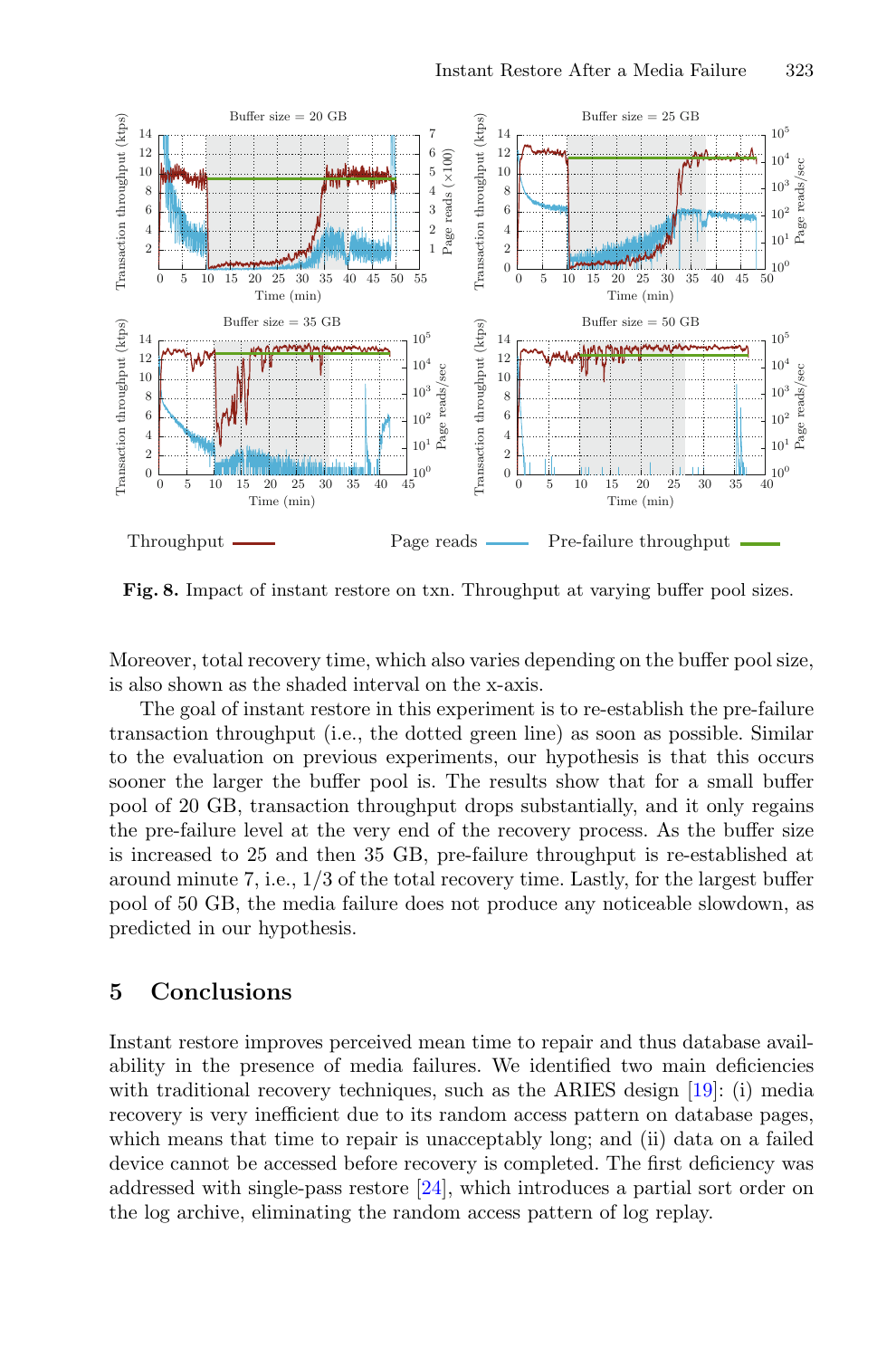Buffer size = 20 GB

Transaction throughput (ktps)

14
12
10
8
6
4
2

0 5 10 15 20 25 30 35 40 45 50 55

Time (min)

Page reads (×100)

7
6
5
4
3
2
1

Buffer size = 25 GB

Transaction throughput (ktps)

14
12
10
8
6
4
2
0

0 5 10 15 20 25 30 35 40 45 50

Time (min)

Page reads/sec

$10^5$
$10^4$
$10^3$
$10^2$
$10^1$
$10^0$

Buffer size = 35 GB

Transaction throughput (ktps)

14
12
10
8
6
4
2
0

0 5 10 15 20 25 30 35 40 45

Time (min)

Page reads/sec

$10^5$
$10^4$
$10^3$
$10^2$
$10^1$
$10^0$

Buffer size = 50 GB

Transaction throughput (ktps)

14
12
10
8
6
4
2
0

0 5 10 15 20 25 30 35 40

Time (min)

Page reads/sec

$10^5$
$10^4$
$10^3$
$10^2$
$10^1$
$10^0$

Throughput

Page reads

Pre-failure throughput

**Fig. 8.** Impact of instant restore on txn. Throughput at varying buffer pool sizes.

Moreover, total recovery time, which also varies depending on the buffer pool size, is also shown as the shaded interval on the x-axis.

The goal of instant restore in this experiment is to re-establish the pre-failure transaction throughput (i.e., the dotted green line) as soon as possible. Similar to the evaluation on previous experiments, our hypothesis is that this occurs sooner the larger the buffer pool is. The results show that for a small buffer pool of 20 GB, transaction throughput drops substantially, and it only regains the pre-failure level at the very end of the recovery process. As the buffer size is increased to 25 and then 35 GB, pre-failure throughput is re-established at around minute 7, i.e., 1/3 of the total recovery time. Lastly, for the largest buffer pool of 50 GB, the media failure does not produce any noticeable slowdown, as predicted in our hypothesis.

## 5 Conclusions

Instant restore improves perceived mean time to repair and thus database availability in the presence of media failures. We identified two main deficiencies with traditional recovery techniques, such as the ARIES design [19]: (i) media recovery is very inefficient due to its random access pattern on database pages, which means that time to repair is unacceptably long; and (ii) data on a failed device cannot be accessed before recovery is completed. The first deficiency was addressed with single-pass restore [24], which introduces a partial sort order on the log archive, eliminating the random access pattern of log replay.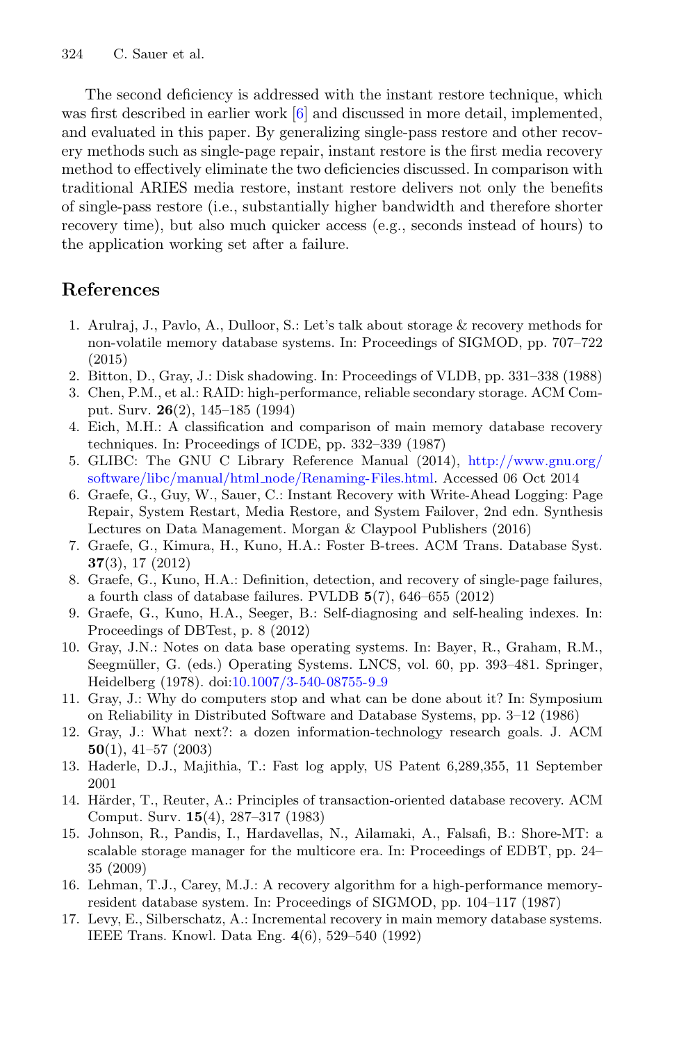The second deficiency is addressed with the instant restore technique, which was first described in earlier work [6] and discussed in more detail, implemented, and evaluated in this paper. By generalizing single-pass restore and other recovery methods such as single-page repair, instant restore is the first media recovery method to effectively eliminate the two deficiencies discussed. In comparison with traditional ARIES media restore, instant restore delivers not only the benefits of single-pass restore (i.e., substantially higher bandwidth and therefore shorter recovery time), but also much quicker access (e.g., seconds instead of hours) to the application working set after a failure.

## References

1. Arulraj, J., Pavlo, A., Dulloor, S.: Let's talk about storage & recovery methods for non-volatile memory database systems. In: Proceedings of SIGMOD, pp. 707–722 (2015)
2. Bitton, D., Gray, J.: Disk shadowing. In: Proceedings of VLDB, pp. 331–338 (1988)
3. Chen, P.M., et al.: RAID: high-performance, reliable secondary storage. ACM Comput. Surv. **26**(2), 145–185 (1994)
4. Eich, M.H.: A classification and comparison of main memory database recovery techniques. In: Proceedings of ICDE, pp. 332–339 (1987)
5. GLIBC: The GNU C Library Reference Manual (2014), http://www.gnu.org/software/libc/manual/html_node/Renaming-Files.html. Accessed 06 Oct 2014
6. Graefe, G., Guy, W., Sauer, C.: Instant Recovery with Write-Ahead Logging: Page Repair, System Restart, Media Restore, and System Failover, 2nd edn. Synthesis Lectures on Data Management. Morgan & Claypool Publishers (2016)
7. Graefe, G., Kimura, H., Kuno, H.A.: Foster B-trees. ACM Trans. Database Syst. **37**(3), 17 (2012)
8. Graefe, G., Kuno, H.A.: Definition, detection, and recovery of single-page failures, a fourth class of database failures. PVLDB **5**(7), 646–655 (2012)
9. Graefe, G., Kuno, H.A., Seeger, B.: Self-diagnosing and self-healing indexes. In: Proceedings of DBTest, p. 8 (2012)
10. Gray, J.N.: Notes on data base operating systems. In: Bayer, R., Graham, R.M., Seegmüller, G. (eds.) Operating Systems. LNCS, vol. 60, pp. 393–481. Springer, Heidelberg (1978). doi:10.1007/3-540-08755-9_9
11. Gray, J.: Why do computers stop and what can be done about it? In: Symposium on Reliability in Distributed Software and Database Systems, pp. 3–12 (1986)
12. Gray, J.: What next?: a dozen information-technology research goals. J. ACM **50**(1), 41–57 (2003)
13. Haderle, D.J., Majithia, T.: Fast log apply, US Patent 6,289,355, 11 September 2001
14. Härder, T., Reuter, A.: Principles of transaction-oriented database recovery. ACM Comput. Surv. **15**(4), 287–317 (1983)
15. Johnson, R., Pandis, I., Hardavellas, N., Ailamaki, A., Falsafi, B.: Shore-MT: a scalable storage manager for the multicore era. In: Proceedings of EDBT, pp. 24–35 (2009)
16. Lehman, T.J., Carey, M.J.: A recovery algorithm for a high-performance memory-resident database system. In: Proceedings of SIGMOD, pp. 104–117 (1987)
17. Levy, E., Silberschatz, A.: Incremental recovery in main memory database systems. IEEE Trans. Knowl. Data Eng. **4**(6), 529–540 (1992)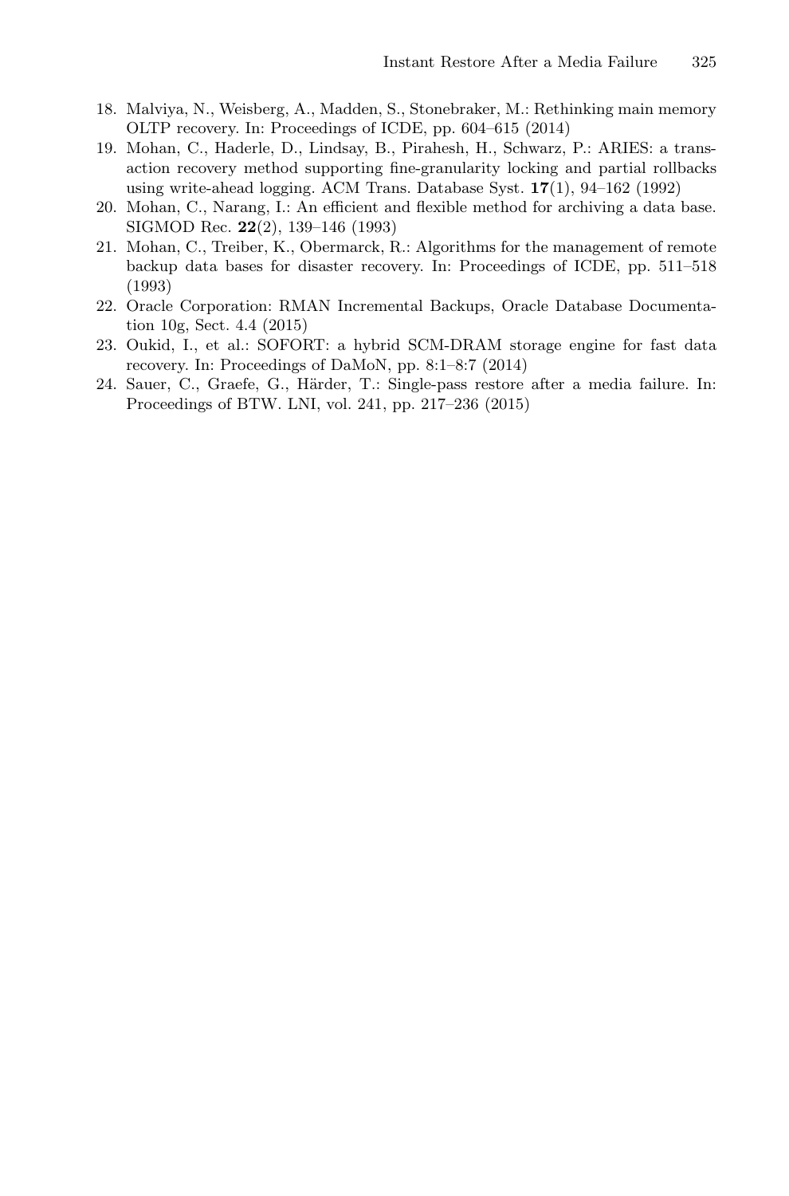18. Malviya, N., Weisberg, A., Madden, S., Stonebraker, M.: Rethinking main memory OLTP recovery. In: Proceedings of ICDE, pp. 604–615 (2014)
19. Mohan, C., Haderle, D., Lindsay, B., Pirahesh, H., Schwarz, P.: ARIES: a transaction recovery method supporting fine-granularity locking and partial rollbacks using write-ahead logging. ACM Trans. Database Syst. **17**(1), 94–162 (1992)
20. Mohan, C., Narang, I.: An efficient and flexible method for archiving a data base. SIGMOD Rec. **22**(2), 139–146 (1993)
21. Mohan, C., Treiber, K., Obermarck, R.: Algorithms for the management of remote backup data bases for disaster recovery. In: Proceedings of ICDE, pp. 511–518 (1993)
22. Oracle Corporation: RMAN Incremental Backups, Oracle Database Documentation 10g, Sect. 4.4 (2015)
23. Oukid, I., et al.: SOFORT: a hybrid SCM-DRAM storage engine for fast data recovery. In: Proceedings of DaMoN, pp. 8:1–8:7 (2014)
24. Sauer, C., Graefe, G., Härder, T.: Single-pass restore after a media failure. In: Proceedings of BTW. LNI, vol. 241, pp. 217–236 (2015)